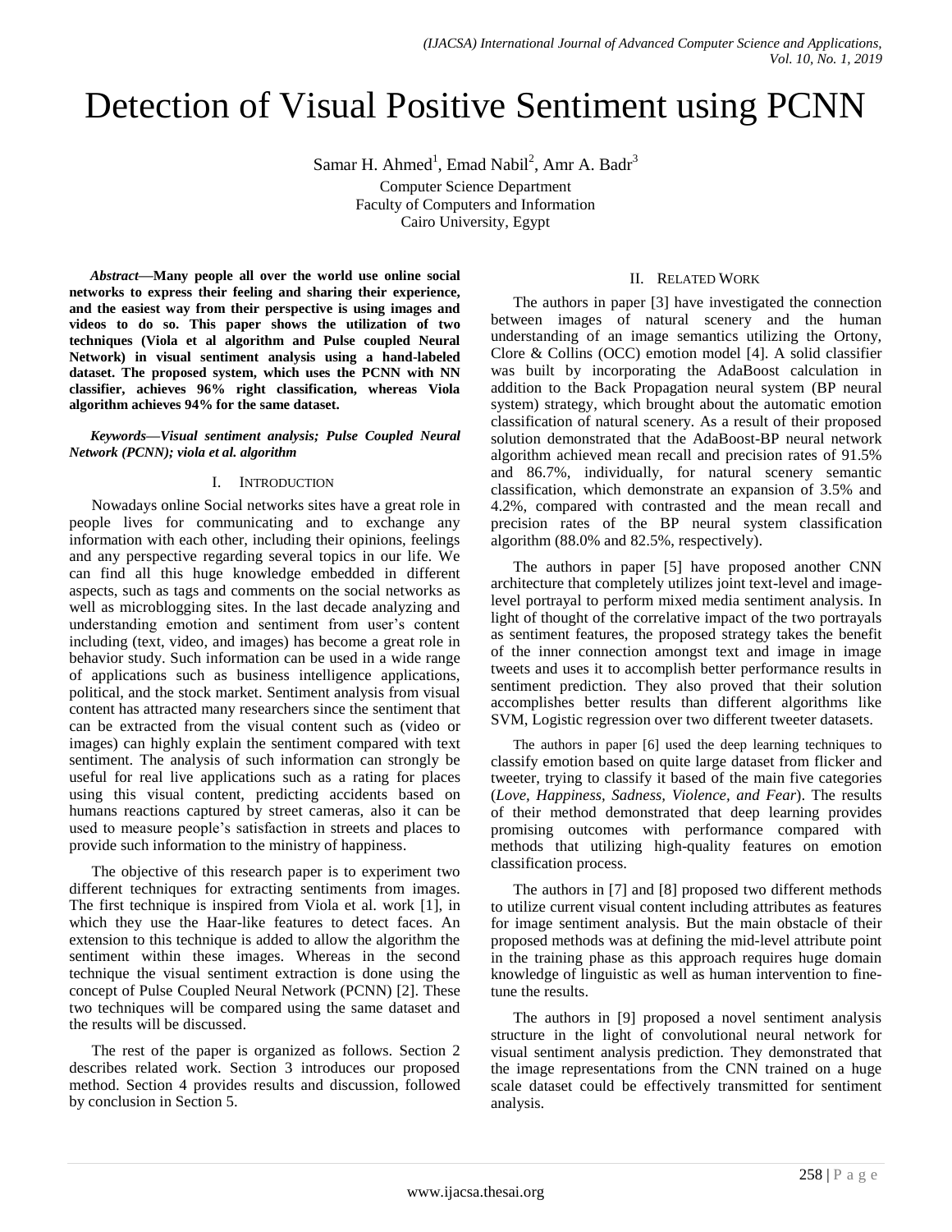# Detection of Visual Positive Sentiment using PCNN

Samar H. Ahmed[1], Emad Nabil[2], Amr A. Badr[3]

Computer Science Department
Faculty of Computers and Information
Cairo University, Egypt

***Abstract*—Many people all over the world use online social networks to express their feeling and sharing their experience, and the easiest way from their perspective is using images and videos to do so. This paper shows the utilization of two techniques (Viola et al algorithm and Pulse coupled Neural Network) in visual sentiment analysis using a hand-labeled dataset. The proposed system, which uses the PCNN with NN classifier, achieves 96% right classification, whereas Viola algorithm achieves 94% for the same dataset.**

***Keywords*—Visual sentiment analysis; Pulse Coupled Neural Network (PCNN); viola et al. algorithm**

## I. Introduction

Nowadays online Social networks sites have a great role in people lives for communicating and to exchange any information with each other, including their opinions, feelings and any perspective regarding several topics in our life. We can find all this huge knowledge embedded in different aspects, such as tags and comments on the social networks as well as microblogging sites. In the last decade analyzing and understanding emotion and sentiment from user's content including (text, video, and images) has become a great role in behavior study. Such information can be used in a wide range of applications such as business intelligence applications, political, and the stock market. Sentiment analysis from visual content has attracted many researchers since the sentiment that can be extracted from the visual content such as (video or images) can highly explain the sentiment compared with text sentiment. The analysis of such information can strongly be useful for real live applications such as a rating for places using this visual content, predicting accidents based on humans reactions captured by street cameras, also it can be used to measure people's satisfaction in streets and places to provide such information to the ministry of happiness.

The objective of this research paper is to experiment two different techniques for extracting sentiments from images. The first technique is inspired from Viola et al. work [1], in which they use the Haar-like features to detect faces. An extension to this technique is added to allow the algorithm the sentiment within these images. Whereas in the second technique the visual sentiment extraction is done using the concept of Pulse Coupled Neural Network (PCNN) [2]. These two techniques will be compared using the same dataset and the results will be discussed.

The rest of the paper is organized as follows. Section 2 describes related work. Section 3 introduces our proposed method. Section 4 provides results and discussion, followed by conclusion in Section 5.

## II. Related Work

The authors in paper [3] have investigated the connection between images of natural scenery and the human understanding of an image semantics utilizing the Ortony, Clore & Collins (OCC) emotion model [4]. A solid classifier was built by incorporating the AdaBoost calculation in addition to the Back Propagation neural system (BP neural system) strategy, which brought about the automatic emotion classification of natural scenery. As a result of their proposed solution demonstrated that the AdaBoost-BP neural network algorithm achieved mean recall and precision rates of 91.5% and 86.7%, individually, for natural scenery semantic classification, which demonstrate an expansion of 3.5% and 4.2%, compared with contrasted and the mean recall and precision rates of the BP neural system classification algorithm (88.0% and 82.5%, respectively).

The authors in paper [5] have proposed another CNN architecture that completely utilizes joint text-level and image-level portrayal to perform mixed media sentiment analysis. In light of thought of the correlative impact of the two portrayals as sentiment features, the proposed strategy takes the benefit of the inner connection amongst text and image in image tweets and uses it to accomplish better performance results in sentiment prediction. They also proved that their solution accomplishes better results than different algorithms like SVM, Logistic regression over two different tweeter datasets.

The authors in paper [6] used the deep learning techniques to classify emotion based on quite large dataset from flicker and tweeter, trying to classify it based of the main five categories (*Love, Happiness, Sadness, Violence, and Fear*). The results of their method demonstrated that deep learning provides promising outcomes with performance compared with methods that utilizing high-quality features on emotion classification process.

The authors in [7] and [8] proposed two different methods to utilize current visual content including attributes as features for image sentiment analysis. But the main obstacle of their proposed methods was at defining the mid-level attribute point in the training phase as this approach requires huge domain knowledge of linguistic as well as human intervention to fine-tune the results.

The authors in [9] proposed a novel sentiment analysis structure in the light of convolutional neural network for visual sentiment analysis prediction. They demonstrated that the image representations from the CNN trained on a huge scale dataset could be effectively transmitted for sentiment analysis.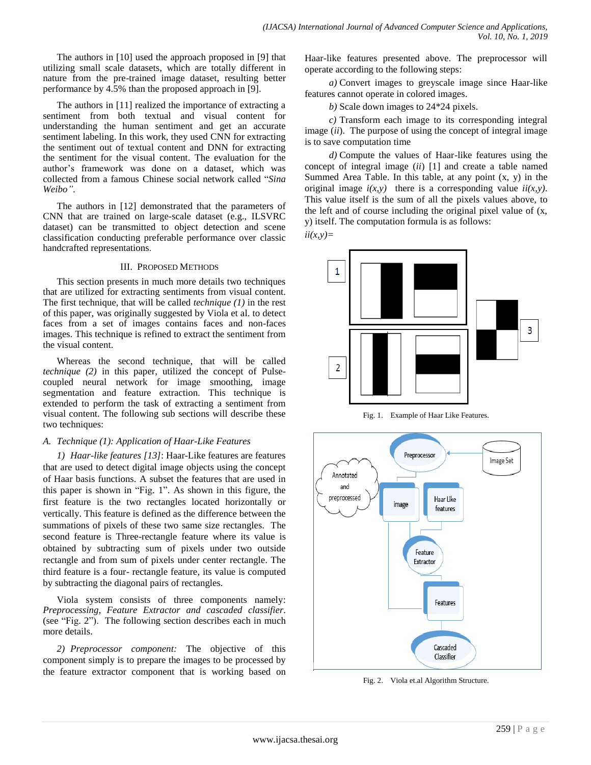The authors in [10] used the approach proposed in [9] that utilizing small scale datasets, which are totally different in nature from the pre-trained image dataset, resulting better performance by 4.5% than the proposed approach in [9].

The authors in [11] realized the importance of extracting a sentiment from both textual and visual content for understanding the human sentiment and get an accurate sentiment labeling. In this work, they used CNN for extracting the sentiment out of textual content and DNN for extracting the sentiment for the visual content. The evaluation for the author's framework was done on a dataset, which was collected from a famous Chinese social network called "*Sina Weibo"*.

The authors in [12] demonstrated that the parameters of CNN that are trained on large-scale dataset (e.g., ILSVRC dataset) can be transmitted to object detection and scene classification conducting preferable performance over classic handcrafted representations.

## III. Proposed Methods

This section presents in much more details two techniques that are utilized for extracting sentiments from visual content. The first technique, that will be called *technique (1)* in the rest of this paper, was originally suggested by Viola et al. to detect faces from a set of images contains faces and non-faces images. This technique is refined to extract the sentiment from the visual content.

Whereas the second technique, that will be called *technique (2)* in this paper, utilized the concept of Pulse-coupled neural network for image smoothing, image segmentation and feature extraction. This technique is extended to perform the task of extracting a sentiment from visual content. The following sub sections will describe these two techniques:

### *A. Technique (1): Application of Haar-Like Features*

*1) Haar-like features [13]*: Haar-Like features are features that are used to detect digital image objects using the concept of Haar basis functions. A subset the features that are used in this paper is shown in "Fig. 1". As shown in this figure, the first feature is the two rectangles located horizontally or vertically. This feature is defined as the difference between the summations of pixels of these two same size rectangles. The second feature is Three-rectangle feature where its value is obtained by subtracting sum of pixels under two outside rectangle and from sum of pixels under center rectangle. The third feature is a four- rectangle feature, its value is computed by subtracting the diagonal pairs of rectangles.

Viola system consists of three components namely: *Preprocessing, Feature Extractor and cascaded classifier*. (see "Fig. 2"). The following section describes each in much more details.

*2) Preprocessor component:* The objective of this component simply is to prepare the images to be processed by the feature extractor component that is working based on Haar-like features presented above. The preprocessor will operate according to the following steps:

*a)* Convert images to greyscale image since Haar-like features cannot operate in colored images.

*b)* Scale down images to 24*24 pixels.

*c)* Transform each image to its corresponding integral image (*ii*). The purpose of using the concept of integral image is to save computation time

*d)* Compute the values of Haar-like features using the concept of integral image (*ii*) [1] and create a table named Summed Area Table. In this table, at any point (x, y) in the original image $i(x,y)$ there is a corresponding value $ii(x,y)$. This value itself is the sum of all the pixels values above, to the left and of course including the original pixel value of (x, y) itself. The computation formula is as follows:

$ii(x,y)=$

Fig. 1. Example of Haar Like Features.

Fig. 2. Viola et.al Algorithm Structure.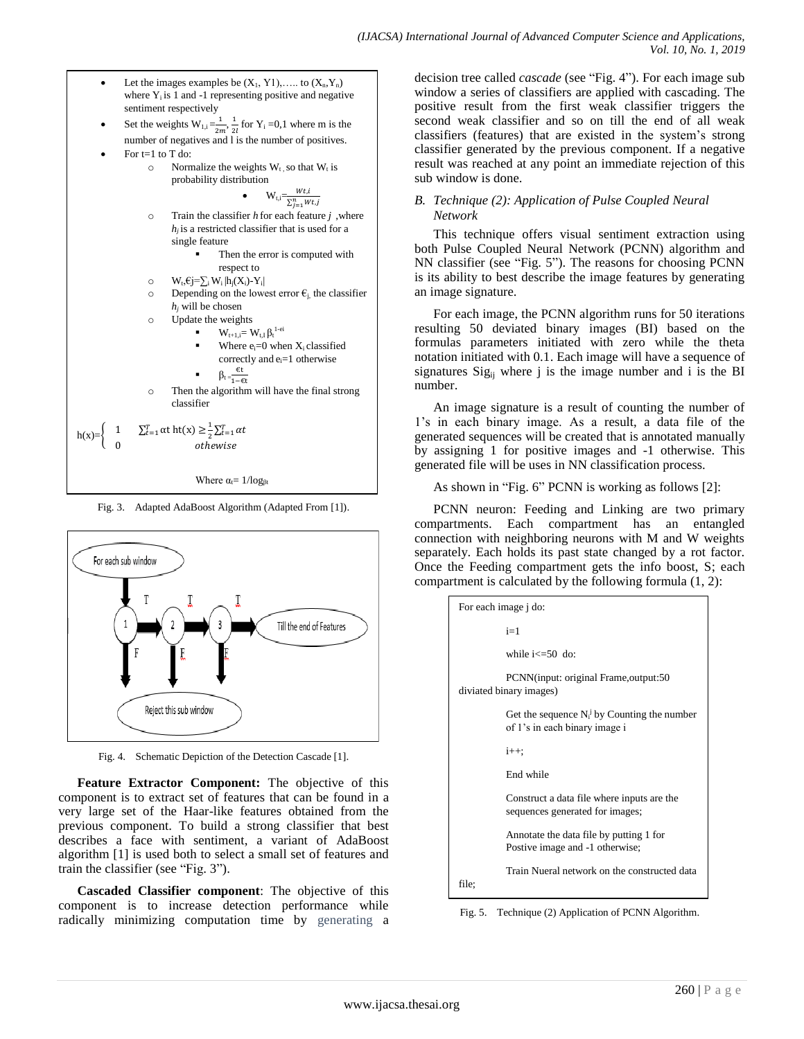- Let the images examples be $(X_1, Y1)$,….. to $(X_n, Y_n)$ where $Y_i$ is 1 and -1 representing positive and negative sentiment respectively
- Set the weights $W_{1,i} = \frac{1}{2m}, \frac{1}{2l}$ for $Y_i = 0,1$ where m is the number of negatives and l is the number of positives.
- For t=1 to T do:
  - Normalize the weights $W_t$, so that $W_t$ is probability distribution
    - $W_{t,i} = \frac{Wt,i}{\sum_{j=1}^{n} Wt,j}$
  - Train the classifier $h$ for each feature $j$, where $h_j$ is a restricted classifier that is used for a single feature
    - Then the error is computed with respect to
  - $W_t, \epsilon j = \sum_i W_i |h_j(X_i) - Y_i|$
  - Depending on the lowest error $\epsilon_j$, the classifier $h_j$ will be chosen
  - Update the weights
    - $W_{t+1,i} = W_{t,I}\, \beta_t^{1-ei}$
    - Where $e_i=0$ when $X_i$ classified correctly and $e_i=1$ otherwise
    - $\beta_t = \frac{\epsilon t}{1-\epsilon t}$
  - Then the algorithm will have the final strong classifier

$$h(x) = \begin{cases} 1 & \sum_{t=1}^{T} \alpha t \text{ ht}(x) \geq \frac{1}{2}\sum_{t=1}^{T} \alpha t \\ 0 & otherwise \end{cases}$$

Where $\alpha_t = 1/\log_{\beta t}$

Fig. 3. Adapted AdaBoost Algorithm (Adapted From [1]).

Fig. 4. Schematic Depiction of the Detection Cascade [1].

**Feature Extractor Component:** The objective of this component is to extract set of features that can be found in a very large set of the Haar-like features obtained from the previous component. To build a strong classifier that best describes a face with sentiment, a variant of AdaBoost algorithm [1] is used both to select a small set of features and train the classifier (see "Fig. 3").

**Cascaded Classifier component**: The objective of this component is to increase detection performance while radically minimizing computation time by generating a decision tree called *cascade* (see "Fig. 4"). For each image sub window a series of classifiers are applied with cascading. The positive result from the first weak classifier triggers the second weak classifier and so on till the end of all weak classifiers (features) that are existed in the system's strong classifier generated by the previous component. If a negative result was reached at any point an immediate rejection of this sub window is done.

### *B. Technique (2): Application of Pulse Coupled Neural Network*

This technique offers visual sentiment extraction using both Pulse Coupled Neural Network (PCNN) algorithm and NN classifier (see "Fig. 5"). The reasons for choosing PCNN is its ability to best describe the image features by generating an image signature.

For each image, the PCNN algorithm runs for 50 iterations resulting 50 deviated binary images (BI) based on the formulas parameters initiated with zero while the theta notation initiated with 0.1. Each image will have a sequence of signatures $Sig_{ij}$ where j is the image number and i is the BI number.

An image signature is a result of counting the number of 1's in each binary image. As a result, a data file of the generated sequences will be created that is annotated manually by assigning 1 for positive images and -1 otherwise. This generated file will be uses in NN classification process.

As shown in "Fig. 6" PCNN is working as follows [2]:

PCNN neuron: Feeding and Linking are two primary compartments. Each compartment has an entangled connection with neighboring neurons with M and W weights separately. Each holds its past state changed by a rot factor. Once the Feeding compartment gets the info boost, S; each compartment is calculated by the following formula (1, 2):

```
For each image j do:
    i=1
    while i<=50 do:
    PCNN(input: original Frame,output:50 diviated binary images)
    Get the sequence N_i^j by Counting the number of 1's in each binary image i
    i++;
    End while
    Construct a data file where inputs are the sequences generated for images;
    Annotate the data file by putting 1 for Postive image and -1 otherwise;
    Train Nueral network on the constructed data file;
```

Fig. 5. Technique (2) Application of PCNN Algorithm.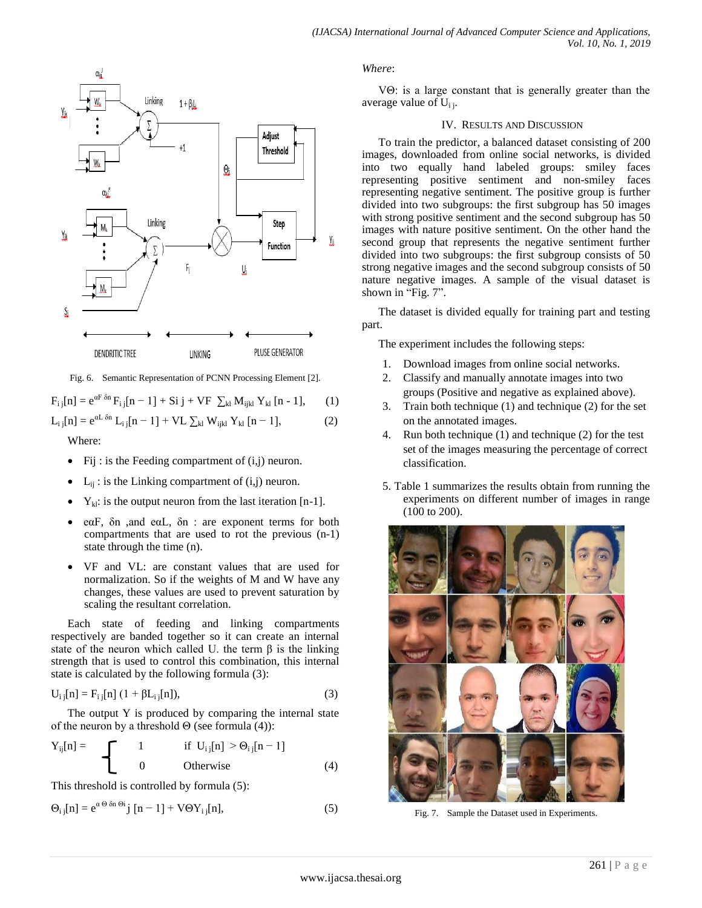Fig. 6. Semantic Representation of PCNN Processing Element [2].

$$F_{ij}[n] = e^{\alpha F\ \delta n} F_{ij}[n-1] + S_{ij} + VF \sum_{kl} M_{ijkl} Y_{kl}[n-1], \qquad (1)$$

$$L_{ij}[n] = e^{\alpha L\ \delta n} L_{ij}[n-1] + VL \sum_{kl} W_{ijkl} Y_{kl}[n-1], \qquad (2)$$

Where:

- Fij : is the Feeding compartment of (i,j) neuron.
- $L_{ij}$ : is the Linking compartment of (i,j) neuron.
- $Y_{kl}$: is the output neuron from the last iteration [n-1].
- eαF, δn ,and eαL, δn : are exponent terms for both compartments that are used to rot the previous (n-1) state through the time (n).
- VF and VL: are constant values that are used for normalization. So if the weights of M and W have any changes, these values are used to prevent saturation by scaling the resultant correlation.

Each state of feeding and linking compartments respectively are banded together so it can create an internal state of the neuron which called U. the term β is the linking strength that is used to control this combination, this internal state is calculated by the following formula (3):

$$U_{ij}[n] = F_{ij}[n]\,(1 + \beta L_{ij}[n]), \qquad (3)$$

The output Y is produced by comparing the internal state of the neuron by a threshold Θ (see formula (4)):

$$Y_{ij}[n] = \begin{cases} 1 & \text{if } U_{ij}[n] > \Theta_{ij}[n-1] \\ 0 & \text{Otherwise} \end{cases} \qquad (4)$$

This threshold is controlled by formula (5):

$$\Theta_{ij}[n] = e^{\alpha\Theta\ \delta n\ \Theta i} j\,[n-1] + V\Theta Y_{ij}[n], \qquad (5)$$

*Where*:

VΘ: is a large constant that is generally greater than the average value of $U_{ij}$.

## IV. Results and Discussion

To train the predictor, a balanced dataset consisting of 200 images, downloaded from online social networks, is divided into two equally hand labeled groups: smiley faces representing positive sentiment and non-smiley faces representing negative sentiment. The positive group is further divided into two subgroups: the first subgroup has 50 images with strong positive sentiment and the second subgroup has 50 images with nature positive sentiment. On the other hand the second group that represents the negative sentiment further divided into two subgroups: the first subgroup consists of 50 strong negative images and the second subgroup consists of 50 nature negative images. A sample of the visual dataset is shown in “Fig. 7”.

The dataset is divided equally for training part and testing part.

The experiment includes the following steps:

1. Download images from online social networks.
2. Classify and manually annotate images into two groups (Positive and negative as explained above).
3. Train both technique (1) and technique (2) for the set on the annotated images.
4. Run both technique (1) and technique (2) for the test set of the images measuring the percentage of correct classification.
5. Table 1 summarizes the results obtain from running the experiments on different number of images in range (100 to 200).

Fig. 7. Sample the Dataset used in Experiments.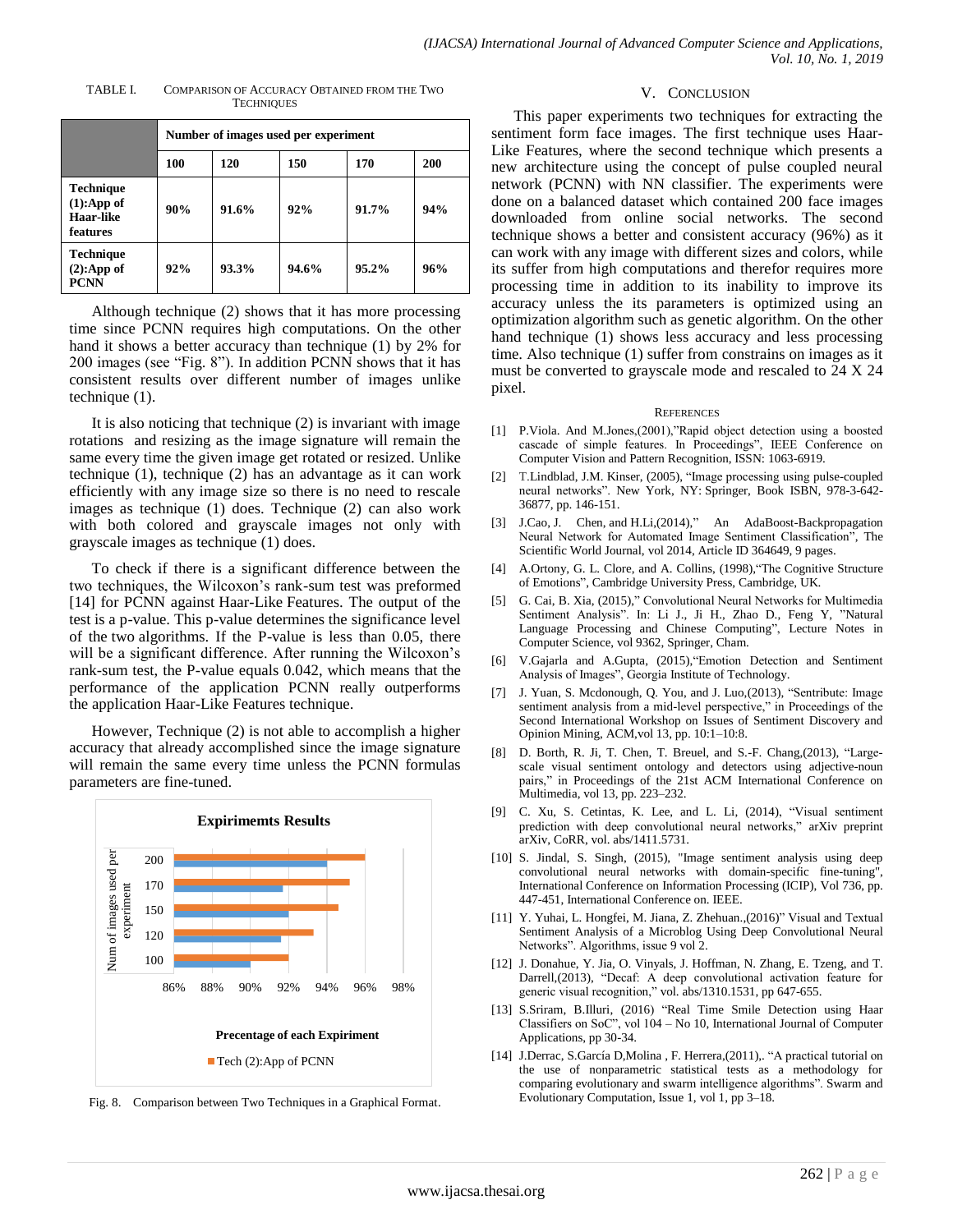TABLE I. COMPARISON OF ACCURACY OBTAINED FROM THE TWO TECHNIQUES

| | Number of images used per experiment | | | | |
|---|---|---|---|---|---|
| | **100** | **120** | **150** | **170** | **200** |
| **Technique (1):App of Haar-like features** | **90%** | **91.6%** | **92%** | **91.7%** | **94%** |
| **Technique (2):App of PCNN** | **92%** | **93.3%** | **94.6%** | **95.2%** | **96%** |

Although technique (2) shows that it has more processing time since PCNN requires high computations. On the other hand it shows a better accuracy than technique (1) by 2% for 200 images (see "Fig. 8"). In addition PCNN shows that it has consistent results over different number of images unlike technique (1).

It is also noticing that technique (2) is invariant with image rotations and resizing as the image signature will remain the same every time the given image get rotated or resized. Unlike technique (1), technique (2) has an advantage as it can work efficiently with any image size so there is no need to rescale images as technique (1) does. Technique (2) can also work with both colored and grayscale images not only with grayscale images as technique (1) does.

To check if there is a significant difference between the two techniques, the Wilcoxon's rank-sum test was preformed [14] for PCNN against Haar-Like Features. The output of the test is a p-value. This p-value determines the significance level of the two algorithms. If the P-value is less than 0.05, there will be a significant difference. After running the Wilcoxon's rank-sum test, the P-value equals 0.042, which means that the performance of the application PCNN really outperforms the application Haar-Like Features technique.

However, Technique (2) is not able to accomplish a higher accuracy that already accomplished since the image signature will remain the same every time unless the PCNN formulas parameters are fine-tuned.

Expirimemts Results

Num of images used per experiment

200
170
150
120
100

86% 88% 90% 92% 94% 96% 98%

Precentage of each Expiriment

Tech (2):App of PCNN

Fig. 8. Comparison between Two Techniques in a Graphical Format.

## V. CONCLUSION

This paper experiments two techniques for extracting the sentiment form face images. The first technique uses Haar-Like Features, where the second technique which presents a new architecture using the concept of pulse coupled neural network (PCNN) with NN classifier. The experiments were done on a balanced dataset which contained 200 face images downloaded from online social networks. The second technique shows a better and consistent accuracy (96%) as it can work with any image with different sizes and colors, while its suffer from high computations and therefor requires more processing time in addition to its inability to improve its accuracy unless the its parameters is optimized using an optimization algorithm such as genetic algorithm. On the other hand technique (1) shows less accuracy and less processing time. Also technique (1) suffer from constrains on images as it must be converted to grayscale mode and rescaled to 24 X 24 pixel.

## REFERENCES

[1] P.Viola. And M.Jones,(2001),"Rapid object detection using a boosted cascade of simple features. In Proceedings", IEEE Conference on Computer Vision and Pattern Recognition, ISSN: 1063-6919.

[2] T.Lindblad, J.M. Kinser, (2005), "Image processing using pulse-coupled neural networks". New York, NY: Springer, Book ISBN, 978-3-642-36877, pp. 146-151.

[3] J.Cao, J. Chen, and H.Li,(2014)," An AdaBoost-Backpropagation Neural Network for Automated Image Sentiment Classification", The Scientific World Journal, vol 2014, Article ID 364649, 9 pages.

[4] A.Ortony, G. L. Clore, and A. Collins, (1998),"The Cognitive Structure of Emotions", Cambridge University Press, Cambridge, UK.

[5] G. Cai, B. Xia, (2015)," Convolutional Neural Networks for Multimedia Sentiment Analysis". In: Li J., Ji H., Zhao D., Feng Y, "Natural Language Processing and Chinese Computing", Lecture Notes in Computer Science, vol 9362, Springer, Cham.

[6] V.Gajarla and A.Gupta, (2015),"Emotion Detection and Sentiment Analysis of Images", Georgia Institute of Technology.

[7] J. Yuan, S. Mcdonough, Q. You, and J. Luo,(2013), "Sentribute: Image sentiment analysis from a mid-level perspective," in Proceedings of the Second International Workshop on Issues of Sentiment Discovery and Opinion Mining, ACM,vol 13, pp. 10:1–10:8.

[8] D. Borth, R. Ji, T. Chen, T. Breuel, and S.-F. Chang,(2013), "Large-scale visual sentiment ontology and detectors using adjective-noun pairs," in Proceedings of the 21st ACM International Conference on Multimedia, vol 13, pp. 223–232.

[9] C. Xu, S. Cetintas, K. Lee, and L. Li, (2014), "Visual sentiment prediction with deep convolutional neural networks," arXiv preprint arXiv, CoRR, vol. abs/1411.5731.

[10] S. Jindal, S. Singh, (2015), "Image sentiment analysis using deep convolutional neural networks with domain-specific fine-tuning", International Conference on Information Processing (ICIP), Vol 736, pp. 447-451, International Conference on. IEEE.

[11] Y. Yuhai, L. Hongfei, M. Jiana, Z. Zhehuan.,(2016)" Visual and Textual Sentiment Analysis of a Microblog Using Deep Convolutional Neural Networks". Algorithms, issue 9 vol 2.

[12] J. Donahue, Y. Jia, O. Vinyals, J. Hoffman, N. Zhang, E. Tzeng, and T. Darrell,(2013), "Decaf: A deep convolutional activation feature for generic visual recognition," vol. abs/1310.1531, pp 647-655.

[13] S.Sriram, B.Illuri, (2016) "Real Time Smile Detection using Haar Classifiers on SoC", vol 104 – No 10, International Journal of Computer Applications, pp 30-34.

[14] J.Derrac, S.García D,Molina , F. Herrera,(2011),. "A practical tutorial on the use of nonparametric statistical tests as a methodology for comparing evolutionary and swarm intelligence algorithms". Swarm and Evolutionary Computation, Issue 1, vol 1, pp 3–18.